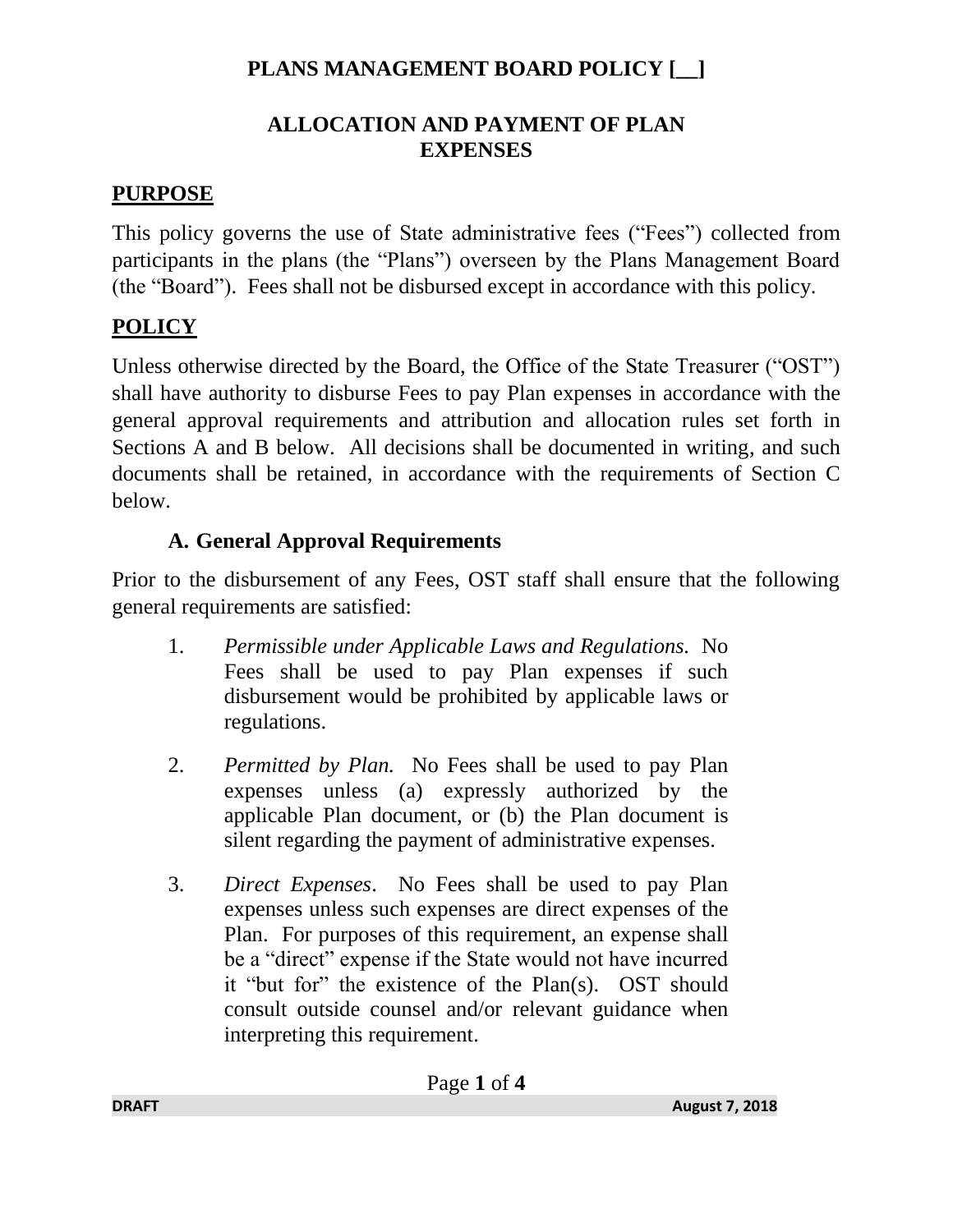# PLANS MANAGEMENT BOARD POLICY [__]

## ALLOCATION AND PAYMENT OF PLAN EXPENSES

## PURPOSE

This policy governs the use of State administrative fees ("Fees") collected from participants in the plans (the "Plans") overseen by the Plans Management Board (the "Board"). Fees shall not be disbursed except in accordance with this policy.

## POLICY

Unless otherwise directed by the Board, the Office of the State Treasurer ("OST") shall have authority to disburse Fees to pay Plan expenses in accordance with the general approval requirements and attribution and allocation rules set forth in Sections A and B below. All decisions shall be documented in writing, and such documents shall be retained, in accordance with the requirements of Section C below.

### A. General Approval Requirements

Prior to the disbursement of any Fees, OST staff shall ensure that the following general requirements are satisfied:

1. *Permissible under Applicable Laws and Regulations.* No Fees shall be used to pay Plan expenses if such disbursement would be prohibited by applicable laws or regulations.

2. *Permitted by Plan.* No Fees shall be used to pay Plan expenses unless (a) expressly authorized by the applicable Plan document, or (b) the Plan document is silent regarding the payment of administrative expenses.

3. *Direct Expenses*. No Fees shall be used to pay Plan expenses unless such expenses are direct expenses of the Plan. For purposes of this requirement, an expense shall be a "direct" expense if the State would not have incurred it "but for" the existence of the Plan(s). OST should consult outside counsel and/or relevant guidance when interpreting this requirement.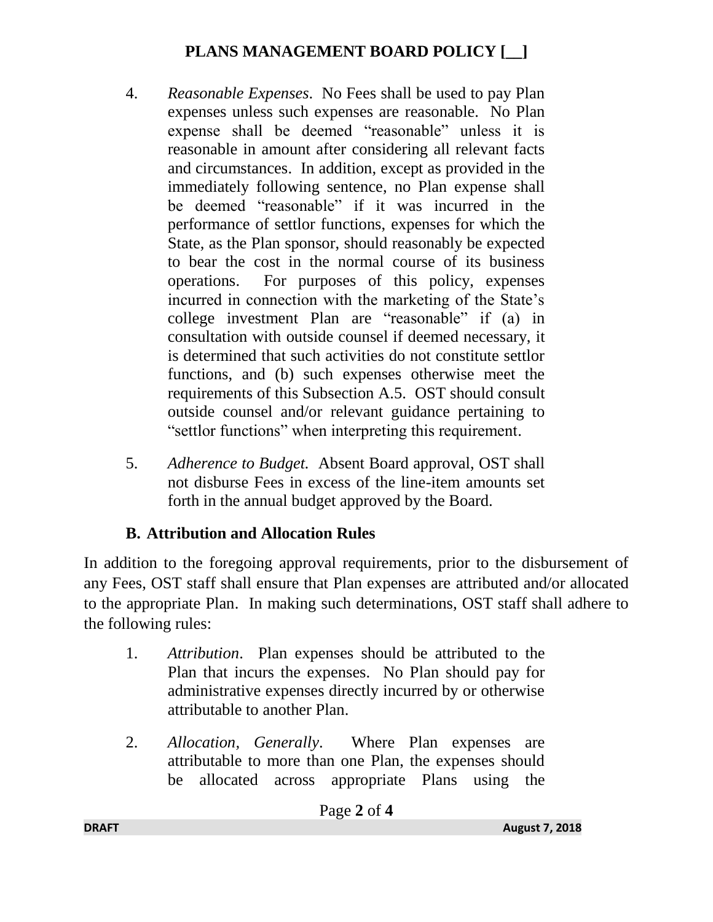4. *Reasonable Expenses*. No Fees shall be used to pay Plan expenses unless such expenses are reasonable. No Plan expense shall be deemed "reasonable" unless it is reasonable in amount after considering all relevant facts and circumstances. In addition, except as provided in the immediately following sentence, no Plan expense shall be deemed "reasonable" if it was incurred in the performance of settlor functions, expenses for which the State, as the Plan sponsor, should reasonably be expected to bear the cost in the normal course of its business operations. For purposes of this policy, expenses incurred in connection with the marketing of the State's college investment Plan are "reasonable" if (a) in consultation with outside counsel if deemed necessary, it is determined that such activities do not constitute settlor functions, and (b) such expenses otherwise meet the requirements of this Subsection A.5. OST should consult outside counsel and/or relevant guidance pertaining to "settlor functions" when interpreting this requirement.

5. *Adherence to Budget.* Absent Board approval, OST shall not disburse Fees in excess of the line-item amounts set forth in the annual budget approved by the Board.

## B. Attribution and Allocation Rules

In addition to the foregoing approval requirements, prior to the disbursement of any Fees, OST staff shall ensure that Plan expenses are attributed and/or allocated to the appropriate Plan. In making such determinations, OST staff shall adhere to the following rules:

1. *Attribution*. Plan expenses should be attributed to the Plan that incurs the expenses. No Plan should pay for administrative expenses directly incurred by or otherwise attributable to another Plan.

2. *Allocation, Generally*. Where Plan expenses are attributable to more than one Plan, the expenses should be allocated across appropriate Plans using the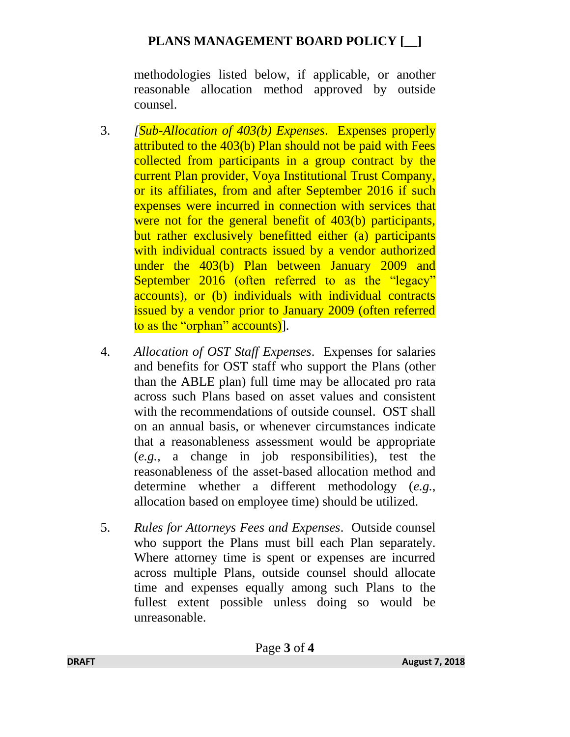methodologies listed below, if applicable, or another reasonable allocation method approved by outside counsel.

3. [*Sub-Allocation of 403(b) Expenses*. Expenses properly attributed to the 403(b) Plan should not be paid with Fees collected from participants in a group contract by the current Plan provider, Voya Institutional Trust Company, or its affiliates, from and after September 2016 if such expenses were incurred in connection with services that were not for the general benefit of 403(b) participants, but rather exclusively benefitted either (a) participants with individual contracts issued by a vendor authorized under the 403(b) Plan between January 2009 and September 2016 (often referred to as the "legacy" accounts), or (b) individuals with individual contracts issued by a vendor prior to January 2009 (often referred to as the "orphan" accounts)].

4. *Allocation of OST Staff Expenses*. Expenses for salaries and benefits for OST staff who support the Plans (other than the ABLE plan) full time may be allocated pro rata across such Plans based on asset values and consistent with the recommendations of outside counsel. OST shall on an annual basis, or whenever circumstances indicate that a reasonableness assessment would be appropriate (*e.g.*, a change in job responsibilities), test the reasonableness of the asset-based allocation method and determine whether a different methodology (*e.g.*, allocation based on employee time) should be utilized.

5. *Rules for Attorneys Fees and Expenses*. Outside counsel who support the Plans must bill each Plan separately. Where attorney time is spent or expenses are incurred across multiple Plans, outside counsel should allocate time and expenses equally among such Plans to the fullest extent possible unless doing so would be unreasonable.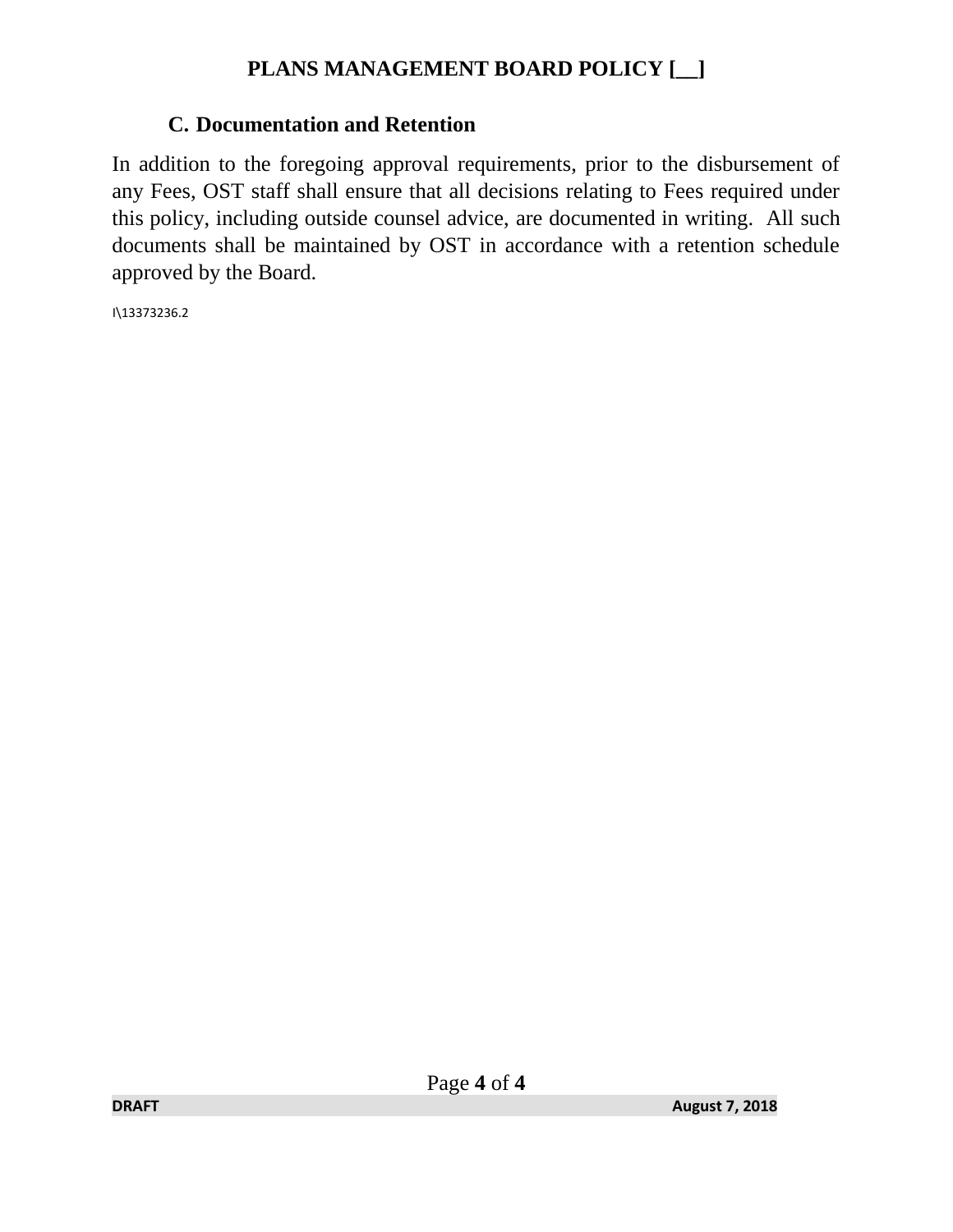### C. Documentation and Retention

In addition to the foregoing approval requirements, prior to the disbursement of any Fees, OST staff shall ensure that all decisions relating to Fees required under this policy, including outside counsel advice, are documented in writing. All such documents shall be maintained by OST in accordance with a retention schedule approved by the Board.

I\13373236.2